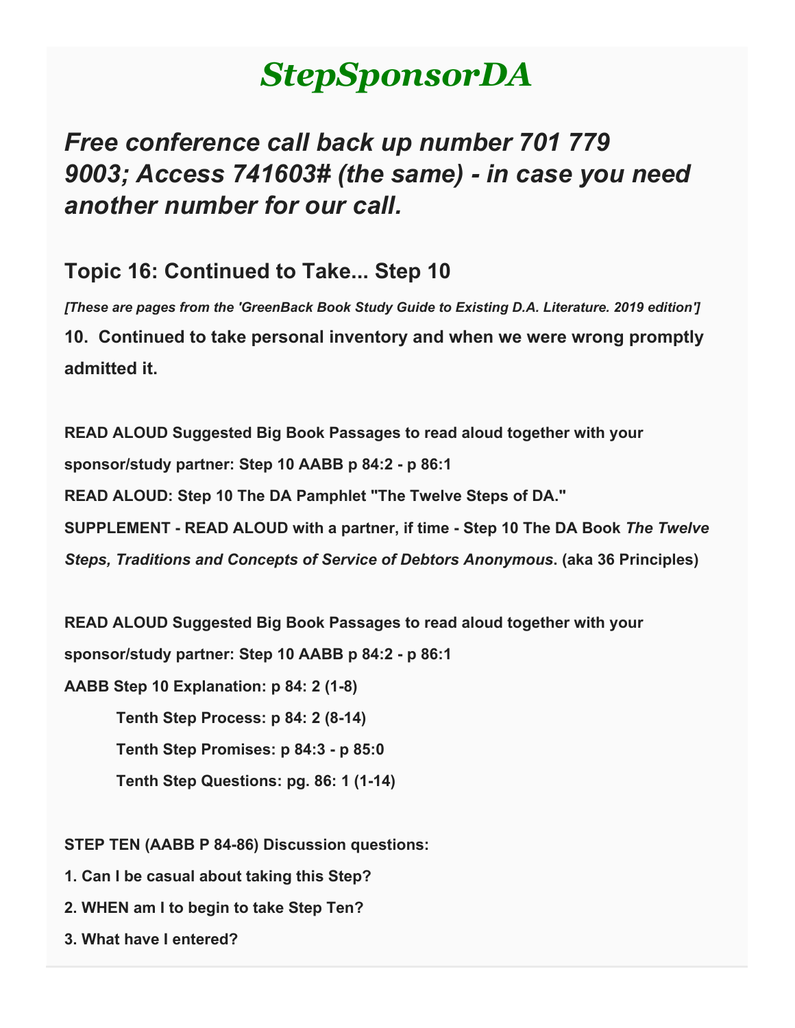# *StepSponsorDA*

## *Free conference call back up number 701 779 9003; Access 741603# (the same) - in case you need another number for our call.*

### Topic 16: Continued to Take... Step 10

***[These are pages from the 'GreenBack Book Study Guide to Existing D.A. Literature. 2019 edition']***

**10. Continued to take personal inventory and when we were wrong promptly admitted it.**

**READ ALOUD Suggested Big Book Passages to read aloud together with your sponsor/study partner: Step 10 AABB p 84:2 - p 86:1**

**READ ALOUD: Step 10 The DA Pamphlet "The Twelve Steps of DA."**

**SUPPLEMENT - READ ALOUD with a partner, if time - Step 10 The DA Book *The Twelve Steps, Traditions and Concepts of Service of Debtors Anonymous*. (aka 36 Principles)**

**READ ALOUD Suggested Big Book Passages to read aloud together with your sponsor/study partner: Step 10 AABB p 84:2 - p 86:1**

**AABB Step 10 Explanation: p 84: 2 (1-8)**

- **Tenth Step Process: p 84: 2 (8-14)**
- **Tenth Step Promises: p 84:3 - p 85:0**
- **Tenth Step Questions: pg. 86: 1 (1-14)**

**STEP TEN (AABB P 84-86) Discussion questions:**

**1. Can I be casual about taking this Step?**

**2. WHEN am I to begin to take Step Ten?**

**3. What have I entered?**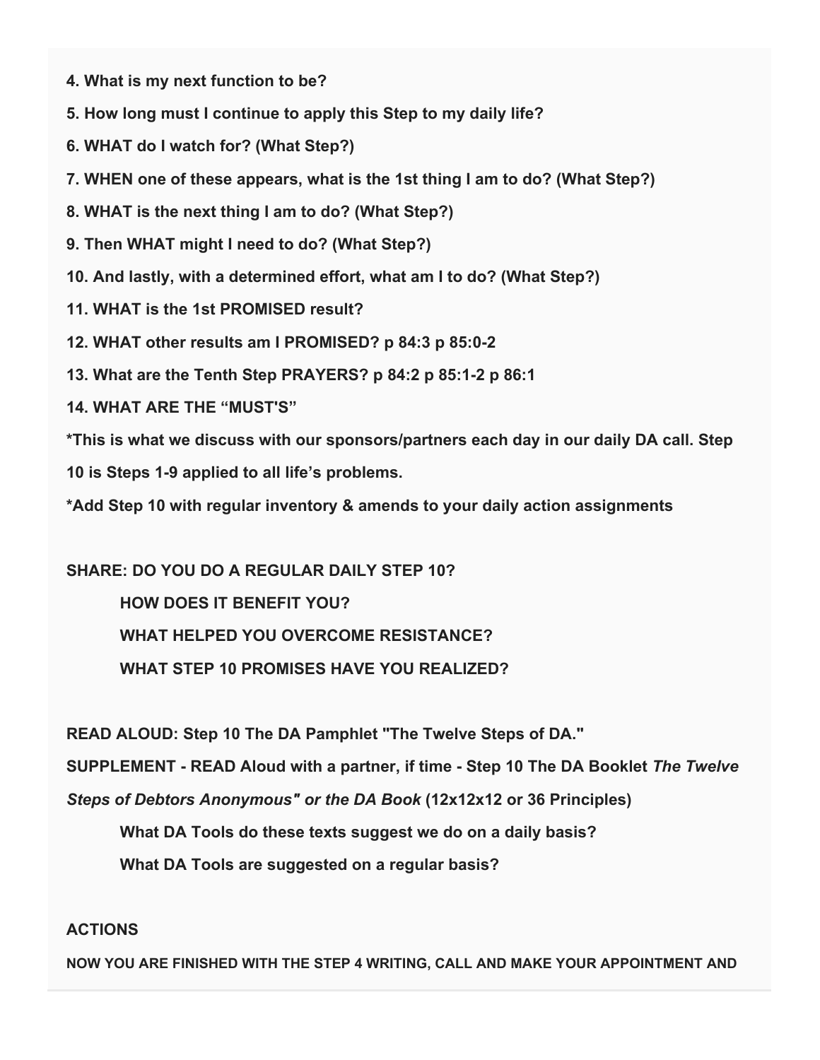**4. What is my next function to be?**

**5. How long must I continue to apply this Step to my daily life?**

**6. WHAT do I watch for? (What Step?)**

**7. WHEN one of these appears, what is the 1st thing I am to do? (What Step?)**

**8. WHAT is the next thing I am to do? (What Step?)**

**9. Then WHAT might I need to do? (What Step?)**

**10. And lastly, with a determined effort, what am I to do? (What Step?)**

**11. WHAT is the 1st PROMISED result?**

**12. WHAT other results am I PROMISED? p 84:3 p 85:0-2**

**13. What are the Tenth Step PRAYERS? p 84:2 p 85:1-2 p 86:1**

**14. WHAT ARE THE "MUST'S"**

***This is what we discuss with our sponsors/partners each day in our daily DA call. Step 10 is Steps 1-9 applied to all life's problems.**

***Add Step 10 with regular inventory & amends to your daily action assignments**

**SHARE: DO YOU DO A REGULAR DAILY STEP 10?**

> **HOW DOES IT BENEFIT YOU?**
>
> **WHAT HELPED YOU OVERCOME RESISTANCE?**
>
> **WHAT STEP 10 PROMISES HAVE YOU REALIZED?**

**READ ALOUD: Step 10 The DA Pamphlet "The Twelve Steps of DA."**

**SUPPLEMENT - READ Aloud with a partner, if time - Step 10 The DA Booklet *The Twelve Steps of Debtors Anonymous" or the DA Book* (12x12x12 or 36 Principles)**

> **What DA Tools do these texts suggest we do on a daily basis?**
>
> **What DA Tools are suggested on a regular basis?**

**ACTIONS**

**NOW YOU ARE FINISHED WITH THE STEP 4 WRITING, CALL AND MAKE YOUR APPOINTMENT AND**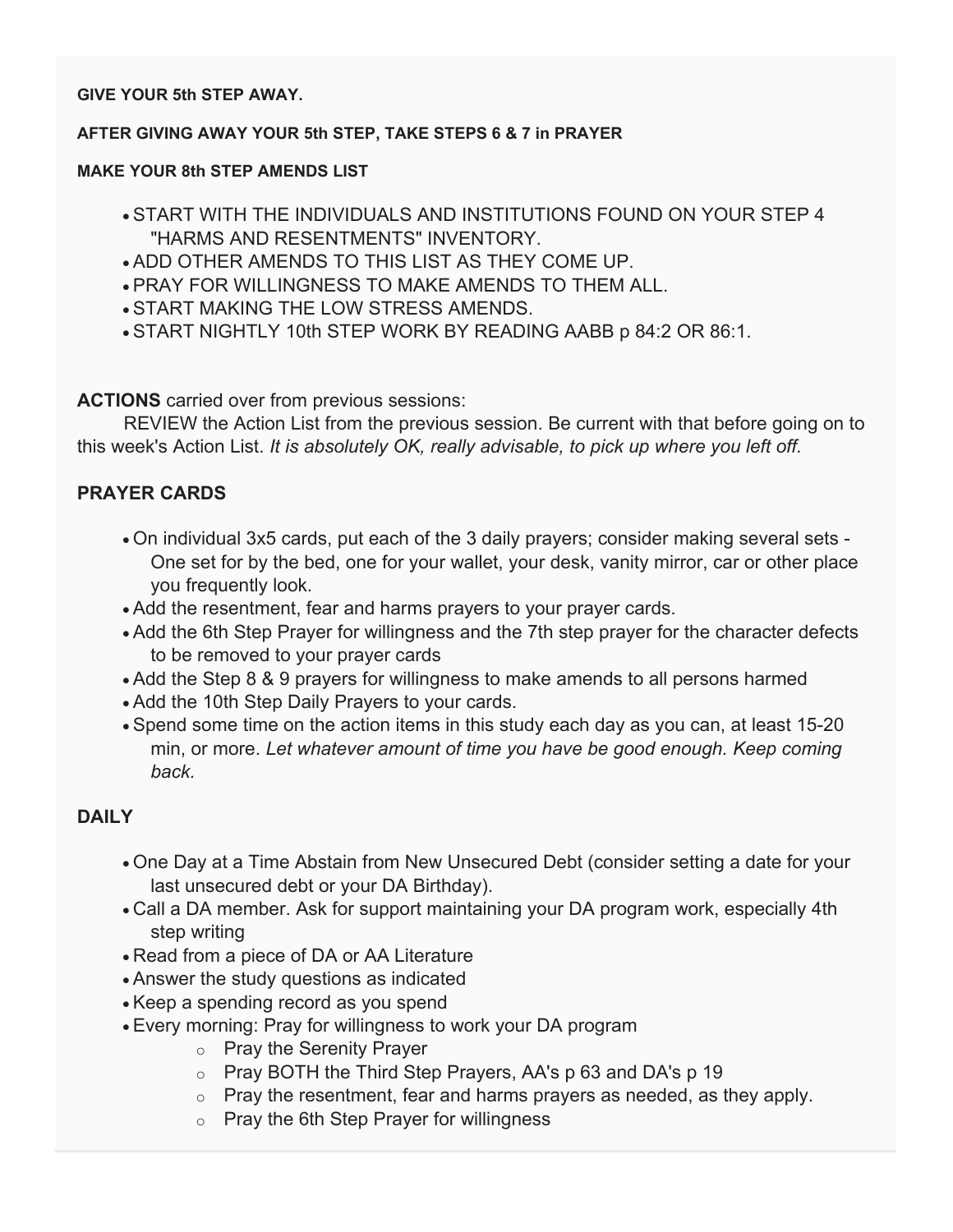**GIVE YOUR 5th STEP AWAY.**

**AFTER GIVING AWAY YOUR 5th STEP, TAKE STEPS 6 & 7 in PRAYER**

**MAKE YOUR 8th STEP AMENDS LIST**

- START WITH THE INDIVIDUALS AND INSTITUTIONS FOUND ON YOUR STEP 4 "HARMS AND RESENTMENTS" INVENTORY.
- ADD OTHER AMENDS TO THIS LIST AS THEY COME UP.
- PRAY FOR WILLINGNESS TO MAKE AMENDS TO THEM ALL.
- START MAKING THE LOW STRESS AMENDS.
- START NIGHTLY 10th STEP WORK BY READING AABB p 84:2 OR 86:1.

**ACTIONS** carried over from previous sessions:

REVIEW the Action List from the previous session. Be current with that before going on to this week's Action List. *It is absolutely OK, really advisable, to pick up where you left off.*

### PRAYER CARDS

- On individual 3x5 cards, put each of the 3 daily prayers; consider making several sets - One set for by the bed, one for your wallet, your desk, vanity mirror, car or other place you frequently look.
- Add the resentment, fear and harms prayers to your prayer cards.
- Add the 6th Step Prayer for willingness and the 7th step prayer for the character defects to be removed to your prayer cards
- Add the Step 8 & 9 prayers for willingness to make amends to all persons harmed
- Add the 10th Step Daily Prayers to your cards.
- Spend some time on the action items in this study each day as you can, at least 15-20 min, or more. *Let whatever amount of time you have be good enough. Keep coming back.*

### DAILY

- One Day at a Time Abstain from New Unsecured Debt (consider setting a date for your last unsecured debt or your DA Birthday).
- Call a DA member. Ask for support maintaining your DA program work, especially 4th step writing
- Read from a piece of DA or AA Literature
- Answer the study questions as indicated
- Keep a spending record as you spend
- Every morning: Pray for willingness to work your DA program
  - Pray the Serenity Prayer
  - Pray BOTH the Third Step Prayers, AA's p 63 and DA's p 19
  - Pray the resentment, fear and harms prayers as needed, as they apply.
  - Pray the 6th Step Prayer for willingness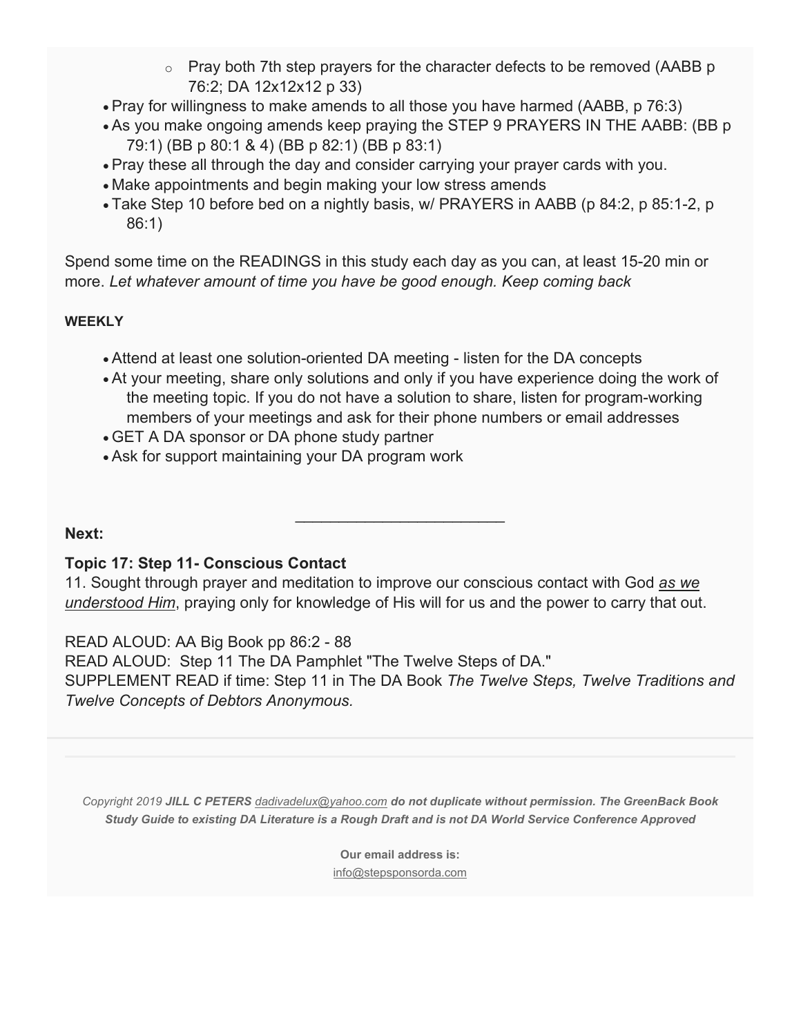- Pray both 7th step prayers for the character defects to be removed (AABB p 76:2; DA 12x12x12 p 33)
- Pray for willingness to make amends to all those you have harmed (AABB, p 76:3)
- As you make ongoing amends keep praying the STEP 9 PRAYERS IN THE AABB: (BB p 79:1) (BB p 80:1 & 4) (BB p 82:1) (BB p 83:1)
- Pray these all through the day and consider carrying your prayer cards with you.
- Make appointments and begin making your low stress amends
- Take Step 10 before bed on a nightly basis, w/ PRAYERS in AABB (p 84:2, p 85:1-2, p 86:1)

Spend some time on the READINGS in this study each day as you can, at least 15-20 min or more. *Let whatever amount of time you have be good enough. Keep coming back*

**WEEKLY**

- Attend at least one solution-oriented DA meeting - listen for the DA concepts
- At your meeting, share only solutions and only if you have experience doing the work of the meeting topic. If you do not have a solution to share, listen for program-working members of your meetings and ask for their phone numbers or email addresses
- GET A DA sponsor or DA phone study partner
- Ask for support maintaining your DA program work

\_\_\_\_\_\_\_\_\_\_\_\_\_\_\_\_\_\_\_\_\_\_\_\_

**Next:**

**Topic 17: Step 11- Conscious Contact**

11. Sought through prayer and meditation to improve our conscious contact with God *as we understood Him*, praying only for knowledge of His will for us and the power to carry that out.

READ ALOUD: AA Big Book pp 86:2 - 88
READ ALOUD: Step 11 The DA Pamphlet "The Twelve Steps of DA."
SUPPLEMENT READ if time: Step 11 in The DA Book *The Twelve Steps, Twelve Traditions and Twelve Concepts of Debtors Anonymous.*

---

*Copyright 2019 **JILL C PETERS** dadivadelux@yahoo.com **do not duplicate without permission. The GreenBack Book Study Guide to existing DA Literature is a Rough Draft and is not DA World Service Conference Approved***

**Our email address is:**
info@stepsponsorda.com